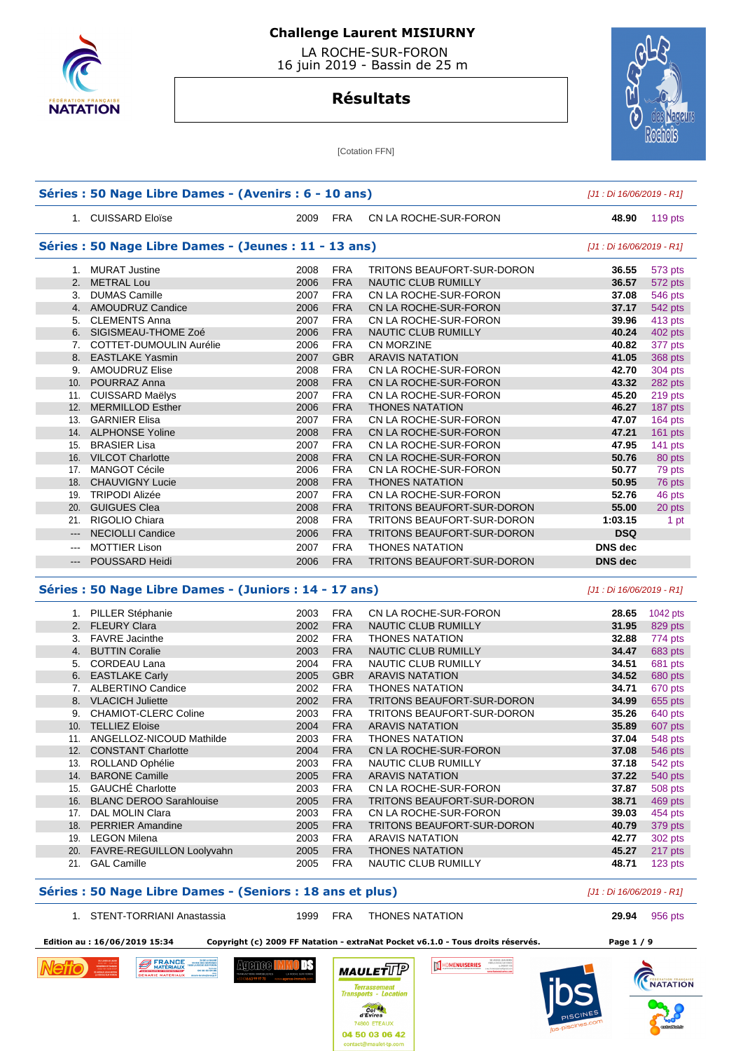# Challenge Laurent MISIURNY

LA ROCHE-SUR-FORON
16 juin 2019 - Bassin de 25 m

## Résultats

[Cotation FFN]

### Séries : 50 Nage Libre Dames - (Avenirs : 6 - 10 ans)

*[J1 : Di 16/06/2019 - R1]*

| | Nom | Année | Nat | Club | Temps | Points |
|---|---|---|---|---|---|---|
| 1. | CUISSARD Eloïse | 2009 | FRA | CN LA ROCHE-SUR-FORON | 48.90 | 119 pts |

### Séries : 50 Nage Libre Dames - (Jeunes : 11 - 13 ans)

*[J1 : Di 16/06/2019 - R1]*

| | Nom | Année | Nat | Club | Temps | Points |
|---|---|---|---|---|---|---|
| 1. | MURAT Justine | 2008 | FRA | TRITONS BEAUFORT-SUR-DORON | 36.55 | 573 pts |
| 2. | METRAL Lou | 2006 | FRA | NAUTIC CLUB RUMILLY | 36.57 | 572 pts |
| 3. | DUMAS Camille | 2007 | FRA | CN LA ROCHE-SUR-FORON | 37.08 | 546 pts |
| 4. | AMOUDRUZ Candice | 2006 | FRA | CN LA ROCHE-SUR-FORON | 37.17 | 542 pts |
| 5. | CLEMENTS Anna | 2007 | FRA | CN LA ROCHE-SUR-FORON | 39.96 | 413 pts |
| 6. | SIGISMEAU-THOME Zoé | 2006 | FRA | NAUTIC CLUB RUMILLY | 40.24 | 402 pts |
| 7. | COTTET-DUMOULIN Aurélie | 2006 | FRA | CN MORZINE | 40.82 | 377 pts |
| 8. | EASTLAKE Yasmin | 2007 | GBR | ARAVIS NATATION | 41.05 | 368 pts |
| 9. | AMOUDRUZ Elise | 2008 | FRA | CN LA ROCHE-SUR-FORON | 42.70 | 304 pts |
| 10. | POURRAZ Anna | 2008 | FRA | CN LA ROCHE-SUR-FORON | 43.32 | 282 pts |
| 11. | CUISSARD Maëlys | 2007 | FRA | CN LA ROCHE-SUR-FORON | 45.20 | 219 pts |
| 12. | MERMILLOD Esther | 2006 | FRA | THONES NATATION | 46.27 | 187 pts |
| 13. | GARNIER Elisa | 2007 | FRA | CN LA ROCHE-SUR-FORON | 47.07 | 164 pts |
| 14. | ALPHONSE Yoline | 2008 | FRA | CN LA ROCHE-SUR-FORON | 47.21 | 161 pts |
| 15. | BRASIER Lisa | 2007 | FRA | CN LA ROCHE-SUR-FORON | 47.95 | 141 pts |
| 16. | VILCOT Charlotte | 2008 | FRA | CN LA ROCHE-SUR-FORON | 50.76 | 80 pts |
| 17. | MANGOT Cécile | 2006 | FRA | CN LA ROCHE-SUR-FORON | 50.77 | 79 pts |
| 18. | CHAUVIGNY Lucie | 2008 | FRA | THONES NATATION | 50.95 | 76 pts |
| 19. | TRIPODI Alizée | 2007 | FRA | CN LA ROCHE-SUR-FORON | 52.76 | 46 pts |
| 20. | GUIGUES Clea | 2008 | FRA | TRITONS BEAUFORT-SUR-DORON | 55.00 | 20 pts |
| 21. | RIGOLIO Chiara | 2008 | FRA | TRITONS BEAUFORT-SUR-DORON | 1:03.15 | 1 pt |
| --- | NECIOLLI Candice | 2006 | FRA | TRITONS BEAUFORT-SUR-DORON | DSQ | |
| --- | MOTTIER Lison | 2007 | FRA | THONES NATATION | DNS dec | |
| --- | POUSSARD Heidi | 2006 | FRA | TRITONS BEAUFORT-SUR-DORON | DNS dec | |

### Séries : 50 Nage Libre Dames - (Juniors : 14 - 17 ans)

*[J1 : Di 16/06/2019 - R1]*

| | Nom | Année | Nat | Club | Temps | Points |
|---|---|---|---|---|---|---|
| 1. | PILLER Stéphanie | 2003 | FRA | CN LA ROCHE-SUR-FORON | 28.65 | 1042 pts |
| 2. | FLEURY Clara | 2002 | FRA | NAUTIC CLUB RUMILLY | 31.95 | 829 pts |
| 3. | FAVRE Jacinthe | 2002 | FRA | THONES NATATION | 32.88 | 774 pts |
| 4. | BUTTIN Coralie | 2003 | FRA | NAUTIC CLUB RUMILLY | 34.47 | 683 pts |
| 5. | CORDEAU Lana | 2004 | FRA | NAUTIC CLUB RUMILLY | 34.51 | 681 pts |
| 6. | EASTLAKE Carly | 2005 | GBR | ARAVIS NATATION | 34.52 | 680 pts |
| 7. | ALBERTINO Candice | 2002 | FRA | THONES NATATION | 34.71 | 670 pts |
| 8. | VLACICH Juliette | 2002 | FRA | TRITONS BEAUFORT-SUR-DORON | 34.99 | 655 pts |
| 9. | CHAMIOT-CLERC Coline | 2003 | FRA | TRITONS BEAUFORT-SUR-DORON | 35.26 | 640 pts |
| 10. | TELLIEZ Eloise | 2004 | FRA | ARAVIS NATATION | 35.89 | 607 pts |
| 11. | ANGELLOZ-NICOUD Mathilde | 2003 | FRA | THONES NATATION | 37.04 | 548 pts |
| 12. | CONSTANT Charlotte | 2004 | FRA | CN LA ROCHE-SUR-FORON | 37.08 | 546 pts |
| 13. | ROLLAND Ophélie | 2003 | FRA | NAUTIC CLUB RUMILLY | 37.18 | 542 pts |
| 14. | BARONE Camille | 2005 | FRA | ARAVIS NATATION | 37.22 | 540 pts |
| 15. | GAUCHÉ Charlotte | 2003 | FRA | CN LA ROCHE-SUR-FORON | 37.87 | 508 pts |
| 16. | BLANC DEROO Sarahlouise | 2005 | FRA | TRITONS BEAUFORT-SUR-DORON | 38.71 | 469 pts |
| 17. | DAL MOLIN Clara | 2003 | FRA | CN LA ROCHE-SUR-FORON | 39.03 | 454 pts |
| 18. | PERRIER Amandine | 2005 | FRA | TRITONS BEAUFORT-SUR-DORON | 40.79 | 379 pts |
| 19. | LEGON Milena | 2003 | FRA | ARAVIS NATATION | 42.77 | 302 pts |
| 20. | FAVRE-REGUILLON Loolyvahn | 2005 | FRA | THONES NATATION | 45.27 | 217 pts |
| 21. | GAL Camille | 2005 | FRA | NAUTIC CLUB RUMILLY | 48.71 | 123 pts |

### Séries : 50 Nage Libre Dames - (Seniors : 18 ans et plus)

*[J1 : Di 16/06/2019 - R1]*

| | Nom | Année | Nat | Club | Temps | Points |
|---|---|---|---|---|---|---|
| 1. | STENT-TORRIANI Anastassia | 1999 | FRA | THONES NATATION | 29.94 | 956 pts |

Edition au : 16/06/2019 15:34 — Copyright (c) 2009 FF Natation - extraNat Pocket v6.1.0 - Tous droits réservés.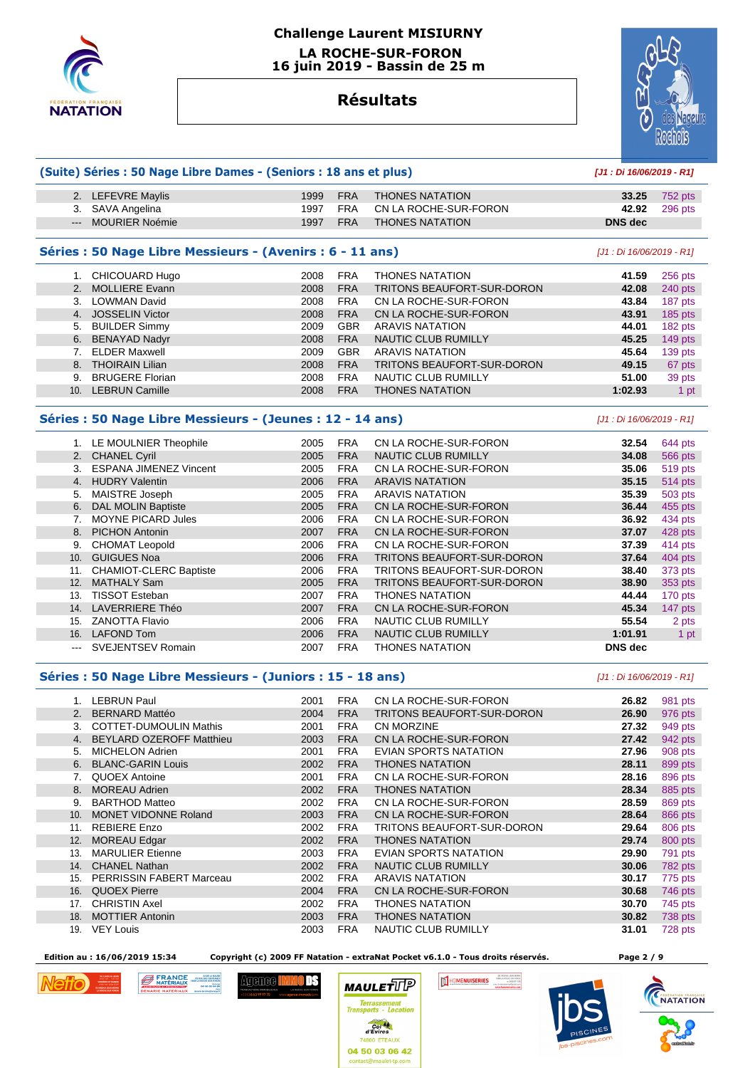# Challenge Laurent MISIURNY

## LA ROCHE-SUR-FORON
## 16 juin 2019 - Bassin de 25 m

# Résultats

### (Suite) Séries : 50 Nage Libre Dames - (Seniors : 18 ans et plus)

*[J1 : Di 16/06/2019 - R1]*

| Rang | Nom | Année | Nat. | Club | Temps | Points |
|---|---|---|---|---|---|---|
| 2. | LEFEVRE Maylis | 1999 | FRA | THONES NATATION | 33.25 | 752 pts |
| 3. | SAVA Angelina | 1997 | FRA | CN LA ROCHE-SUR-FORON | 42.92 | 296 pts |
| --- | MOURIER Noémie | 1997 | FRA | THONES NATATION | DNS dec | |

### Séries : 50 Nage Libre Messieurs - (Avenirs : 6 - 11 ans)

*[J1 : Di 16/06/2019 - R1]*

| Rang | Nom | Année | Nat. | Club | Temps | Points |
|---|---|---|---|---|---|---|
| 1. | CHICOUARD Hugo | 2008 | FRA | THONES NATATION | 41.59 | 256 pts |
| 2. | MOLLIERE Evann | 2008 | FRA | TRITONS BEAUFORT-SUR-DORON | 42.08 | 240 pts |
| 3. | LOWMAN David | 2008 | FRA | CN LA ROCHE-SUR-FORON | 43.84 | 187 pts |
| 4. | JOSSELIN Victor | 2008 | FRA | CN LA ROCHE-SUR-FORON | 43.91 | 185 pts |
| 5. | BUILDER Simmy | 2009 | GBR | ARAVIS NATATION | 44.01 | 182 pts |
| 6. | BENAYAD Nadyr | 2008 | FRA | NAUTIC CLUB RUMILLY | 45.25 | 149 pts |
| 7. | ELDER Maxwell | 2009 | GBR | ARAVIS NATATION | 45.64 | 139 pts |
| 8. | THOIRAIN Lilian | 2008 | FRA | TRITONS BEAUFORT-SUR-DORON | 49.15 | 67 pts |
| 9. | BRUGERE Florian | 2008 | FRA | NAUTIC CLUB RUMILLY | 51.00 | 39 pts |
| 10. | LEBRUN Camille | 2008 | FRA | THONES NATATION | 1:02.93 | 1 pt |

### Séries : 50 Nage Libre Messieurs - (Jeunes : 12 - 14 ans)

*[J1 : Di 16/06/2019 - R1]*

| Rang | Nom | Année | Nat. | Club | Temps | Points |
|---|---|---|---|---|---|---|
| 1. | LE MOULNIER Theophile | 2005 | FRA | CN LA ROCHE-SUR-FORON | 32.54 | 644 pts |
| 2. | CHANEL Cyril | 2005 | FRA | NAUTIC CLUB RUMILLY | 34.08 | 566 pts |
| 3. | ESPANA JIMENEZ Vincent | 2005 | FRA | CN LA ROCHE-SUR-FORON | 35.06 | 519 pts |
| 4. | HUDRY Valentin | 2006 | FRA | ARAVIS NATATION | 35.15 | 514 pts |
| 5. | MAISTRE Joseph | 2005 | FRA | ARAVIS NATATION | 35.39 | 503 pts |
| 6. | DAL MOLIN Baptiste | 2005 | FRA | CN LA ROCHE-SUR-FORON | 36.44 | 455 pts |
| 7. | MOYNE PICARD Jules | 2006 | FRA | CN LA ROCHE-SUR-FORON | 36.92 | 434 pts |
| 8. | PICHON Antonin | 2007 | FRA | CN LA ROCHE-SUR-FORON | 37.07 | 428 pts |
| 9. | CHOMAT Leopold | 2006 | FRA | CN LA ROCHE-SUR-FORON | 37.39 | 414 pts |
| 10. | GUIGUES Noa | 2006 | FRA | TRITONS BEAUFORT-SUR-DORON | 37.64 | 404 pts |
| 11. | CHAMIOT-CLERC Baptiste | 2006 | FRA | TRITONS BEAUFORT-SUR-DORON | 38.40 | 373 pts |
| 12. | MATHALY Sam | 2005 | FRA | TRITONS BEAUFORT-SUR-DORON | 38.90 | 353 pts |
| 13. | TISSOT Esteban | 2007 | FRA | THONES NATATION | 44.44 | 170 pts |
| 14. | LAVERRIERE Théo | 2007 | FRA | CN LA ROCHE-SUR-FORON | 45.34 | 147 pts |
| 15. | ZANOTTA Flavio | 2006 | FRA | NAUTIC CLUB RUMILLY | 55.54 | 2 pts |
| 16. | LAFOND Tom | 2006 | FRA | NAUTIC CLUB RUMILLY | 1:01.91 | 1 pt |
| --- | SVEJENTSEV Romain | 2007 | FRA | THONES NATATION | DNS dec | |

### Séries : 50 Nage Libre Messieurs - (Juniors : 15 - 18 ans)

*[J1 : Di 16/06/2019 - R1]*

| Rang | Nom | Année | Nat. | Club | Temps | Points |
|---|---|---|---|---|---|---|
| 1. | LEBRUN Paul | 2001 | FRA | CN LA ROCHE-SUR-FORON | 26.82 | 981 pts |
| 2. | BERNARD Mattéo | 2004 | FRA | TRITONS BEAUFORT-SUR-DORON | 26.90 | 976 pts |
| 3. | COTTET-DUMOULIN Mathis | 2001 | FRA | CN MORZINE | 27.32 | 949 pts |
| 4. | BEYLARD OZEROFF Matthieu | 2003 | FRA | CN LA ROCHE-SUR-FORON | 27.42 | 942 pts |
| 5. | MICHELON Adrien | 2001 | FRA | EVIAN SPORTS NATATION | 27.96 | 908 pts |
| 6. | BLANC-GARIN Louis | 2002 | FRA | THONES NATATION | 28.11 | 899 pts |
| 7. | QUOEX Antoine | 2001 | FRA | CN LA ROCHE-SUR-FORON | 28.16 | 896 pts |
| 8. | MOREAU Adrien | 2002 | FRA | THONES NATATION | 28.34 | 885 pts |
| 9. | BARTHOD Matteo | 2002 | FRA | CN LA ROCHE-SUR-FORON | 28.59 | 869 pts |
| 10. | MONET VIDONNE Roland | 2003 | FRA | CN LA ROCHE-SUR-FORON | 28.64 | 866 pts |
| 11. | REBIERE Enzo | 2002 | FRA | TRITONS BEAUFORT-SUR-DORON | 29.64 | 806 pts |
| 12. | MOREAU Edgar | 2002 | FRA | THONES NATATION | 29.74 | 800 pts |
| 13. | MARULIER Etienne | 2003 | FRA | EVIAN SPORTS NATATION | 29.90 | 791 pts |
| 14. | CHANEL Nathan | 2002 | FRA | NAUTIC CLUB RUMILLY | 30.06 | 782 pts |
| 15. | PERRISSIN FABERT Marceau | 2002 | FRA | ARAVIS NATATION | 30.17 | 775 pts |
| 16. | QUOEX Pierre | 2004 | FRA | CN LA ROCHE-SUR-FORON | 30.68 | 746 pts |
| 17. | CHRISTIN Axel | 2002 | FRA | THONES NATATION | 30.70 | 745 pts |
| 18. | MOTTIER Antonin | 2003 | FRA | THONES NATATION | 30.82 | 738 pts |
| 19. | VEY Louis | 2003 | FRA | NAUTIC CLUB RUMILLY | 31.01 | 728 pts |

Edition au : 16/06/2019 15:34 — Copyright (c) 2009 FF Natation - extraNat Pocket v6.1.0 - Tous droits réservés.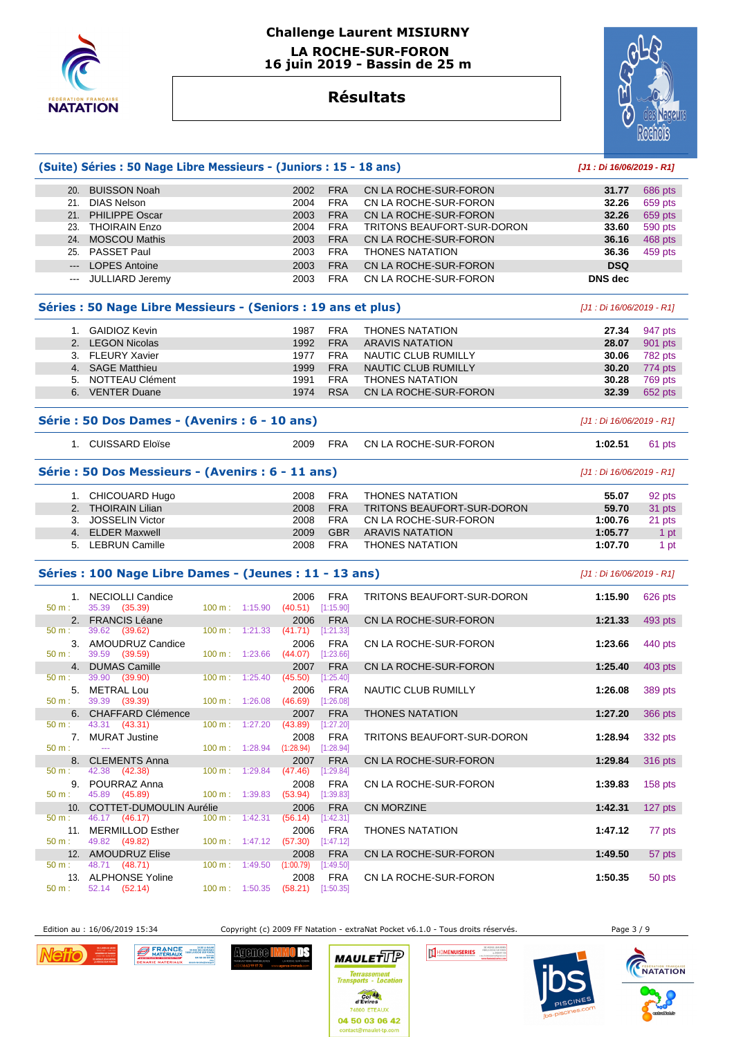# Challenge Laurent MISIURNY

## LA ROCHE-SUR-FORON
## 16 juin 2019 - Bassin de 25 m

## Résultats

### (Suite) Séries : 50 Nage Libre Messieurs - (Juniors : 15 - 18 ans)

*[J1 : Di 16/06/2019 - R1]*

| Rang | Nom | Année | Nat. | Club | Temps | Points |
|---|---|---|---|---|---|---|
| 20. | BUISSON Noah | 2002 | FRA | CN LA ROCHE-SUR-FORON | 31.77 | 686 pts |
| 21. | DIAS Nelson | 2004 | FRA | CN LA ROCHE-SUR-FORON | 32.26 | 659 pts |
| 21. | PHILIPPE Oscar | 2003 | FRA | CN LA ROCHE-SUR-FORON | 32.26 | 659 pts |
| 23. | THOIRAIN Enzo | 2004 | FRA | TRITONS BEAUFORT-SUR-DORON | 33.60 | 590 pts |
| 24. | MOSCOU Mathis | 2003 | FRA | CN LA ROCHE-SUR-FORON | 36.16 | 468 pts |
| 25. | PASSET Paul | 2003 | FRA | THONES NATATION | 36.36 | 459 pts |
| --- | LOPES Antoine | 2003 | FRA | CN LA ROCHE-SUR-FORON | DSQ | |
| --- | JULLIARD Jeremy | 2003 | FRA | CN LA ROCHE-SUR-FORON | DNS dec | |

### Séries : 50 Nage Libre Messieurs - (Seniors : 19 ans et plus)

*[J1 : Di 16/06/2019 - R1]*

| Rang | Nom | Année | Nat. | Club | Temps | Points |
|---|---|---|---|---|---|---|
| 1. | GAIDIOZ Kevin | 1987 | FRA | THONES NATATION | 27.34 | 947 pts |
| 2. | LEGON Nicolas | 1992 | FRA | ARAVIS NATATION | 28.07 | 901 pts |
| 3. | FLEURY Xavier | 1977 | FRA | NAUTIC CLUB RUMILLY | 30.06 | 782 pts |
| 4. | SAGE Matthieu | 1999 | FRA | NAUTIC CLUB RUMILLY | 30.20 | 774 pts |
| 5. | NOTTEAU Clément | 1991 | FRA | THONES NATATION | 30.28 | 769 pts |
| 6. | VENTER Duane | 1974 | RSA | CN LA ROCHE-SUR-FORON | 32.39 | 652 pts |

### Série : 50 Dos Dames - (Avenirs : 6 - 10 ans)

*[J1 : Di 16/06/2019 - R1]*

| Rang | Nom | Année | Nat. | Club | Temps | Points |
|---|---|---|---|---|---|---|
| 1. | CUISSARD Eloïse | 2009 | FRA | CN LA ROCHE-SUR-FORON | 1:02.51 | 61 pts |

### Série : 50 Dos Messieurs - (Avenirs : 6 - 11 ans)

*[J1 : Di 16/06/2019 - R1]*

| Rang | Nom | Année | Nat. | Club | Temps | Points |
|---|---|---|---|---|---|---|
| 1. | CHICOUARD Hugo | 2008 | FRA | THONES NATATION | 55.07 | 92 pts |
| 2. | THOIRAIN Lilian | 2008 | FRA | TRITONS BEAUFORT-SUR-DORON | 59.70 | 31 pts |
| 3. | JOSSELIN Victor | 2008 | FRA | CN LA ROCHE-SUR-FORON | 1:00.76 | 21 pts |
| 4. | ELDER Maxwell | 2009 | GBR | ARAVIS NATATION | 1:05.77 | 1 pt |
| 5. | LEBRUN Camille | 2008 | FRA | THONES NATATION | 1:07.70 | 1 pt |

### Séries : 100 Nage Libre Dames - (Jeunes : 11 - 13 ans)

*[J1 : Di 16/06/2019 - R1]*

| Rang | Nom | 50 m | 100 m | Année | Nat. | Club | Temps | Points |
|---|---|---|---|---|---|---|---|---|
| 1. | NECIOLLI Candice | 35.39 (35.39) | 1:15.90 (40.51) [1:15.90] | 2006 | FRA | TRITONS BEAUFORT-SUR-DORON | 1:15.90 | 626 pts |
| 2. | FRANCIS Léane | 39.62 (39.62) | 1:21.33 (41.71) [1:21.33] | 2006 | FRA | CN LA ROCHE-SUR-FORON | 1:21.33 | 493 pts |
| 3. | AMOUDRUZ Candice | 39.59 (39.59) | 1:23.66 (44.07) [1:23.66] | 2006 | FRA | CN LA ROCHE-SUR-FORON | 1:23.66 | 440 pts |
| 4. | DUMAS Camille | 39.90 (39.90) | 1:25.40 (45.50) [1:25.40] | 2007 | FRA | CN LA ROCHE-SUR-FORON | 1:25.40 | 403 pts |
| 5. | METRAL Lou | 39.39 (39.39) | 1:26.08 (46.69) [1:26.08] | 2006 | FRA | NAUTIC CLUB RUMILLY | 1:26.08 | 389 pts |
| 6. | CHAFFARD Clémence | 43.31 (43.31) | 1:27.20 (43.89) [1:27.20] | 2007 | FRA | THONES NATATION | 1:27.20 | 366 pts |
| 7. | MURAT Justine | --- | 1:28.94 (1:28.94) [1:28.94] | 2008 | FRA | TRITONS BEAUFORT-SUR-DORON | 1:28.94 | 332 pts |
| 8. | CLEMENTS Anna | 42.38 (42.38) | 1:29.84 (47.46) [1:29.84] | 2007 | FRA | CN LA ROCHE-SUR-FORON | 1:29.84 | 316 pts |
| 9. | POURRAZ Anna | 45.89 (45.89) | 1:39.83 (53.94) [1:39.83] | 2008 | FRA | CN LA ROCHE-SUR-FORON | 1:39.83 | 158 pts |
| 10. | COTTET-DUMOULIN Aurélie | 46.17 (46.17) | 1:42.31 (56.14) [1:42.31] | 2006 | FRA | CN MORZINE | 1:42.31 | 127 pts |
| 11. | MERMILLOD Esther | 49.82 (49.82) | 1:47.12 (57.30) [1:47.12] | 2006 | FRA | THONES NATATION | 1:47.12 | 77 pts |
| 12. | AMOUDRUZ Elise | 48.71 (48.71) | 1:49.50 (1:00.79) [1:49.50] | 2008 | FRA | CN LA ROCHE-SUR-FORON | 1:49.50 | 57 pts |
| 13. | ALPHONSE Yoline | 52.14 (52.14) | 1:50.35 (58.21) [1:50.35] | 2008 | FRA | CN LA ROCHE-SUR-FORON | 1:50.35 | 50 pts |

Edition au : 16/06/2019 15:34 — Copyright (c) 2009 FF Natation - extraNat Pocket v6.1.0 - Tous droits réservés.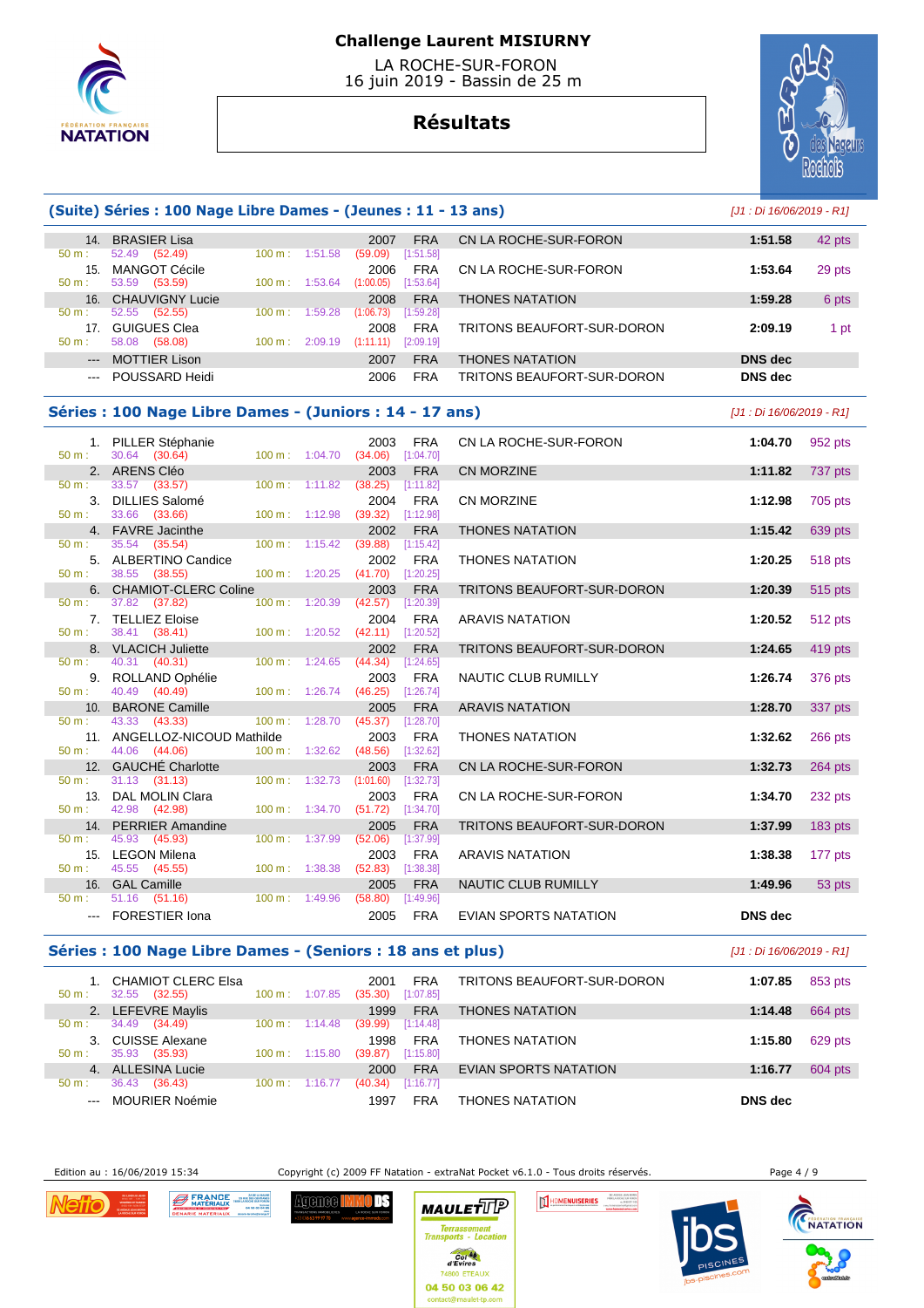# Challenge Laurent MISIURNY

LA ROCHE-SUR-FORON
16 juin 2019 - Bassin de 25 m

## Résultats

### (Suite) Séries : 100 Nage Libre Dames - (Jeunes : 11 - 13 ans)

*[J1 : Di 16/06/2019 - R1]*

| Rang | Nom | Année | Nat. | Club | Temps | Points |
|---|---|---|---|---|---|---|
| 14. | BRASIER Lisa | 2007 | FRA | CN LA ROCHE-SUR-FORON | 1:51.58 | 42 pts |
| | 50 m : 52.49 (52.49) — 100 m : 1:51.58 (59.09) [1:51.58] | | | | | |
| 15. | MANGOT Cécile | 2006 | FRA | CN LA ROCHE-SUR-FORON | 1:53.64 | 29 pts |
| | 50 m : 53.59 (53.59) — 100 m : 1:53.64 (1:00.05) [1:53.64] | | | | | |
| 16. | CHAUVIGNY Lucie | 2008 | FRA | THONES NATATION | 1:59.28 | 6 pts |
| | 50 m : 52.55 (52.55) — 100 m : 1:59.28 (1:06.73) [1:59.28] | | | | | |
| 17. | GUIGUES Clea | 2008 | FRA | TRITONS BEAUFORT-SUR-DORON | 2:09.19 | 1 pt |
| | 50 m : 58.08 (58.08) — 100 m : 2:09.19 (1:11.11) [2:09.19] | | | | | |
| --- | MOTTIER Lison | 2007 | FRA | THONES NATATION | DNS dec | |
| --- | POUSSARD Heidi | 2006 | FRA | TRITONS BEAUFORT-SUR-DORON | DNS dec | |

### Séries : 100 Nage Libre Dames - (Juniors : 14 - 17 ans)

*[J1 : Di 16/06/2019 - R1]*

| Rang | Nom | Année | Nat. | Club | Temps | Points |
|---|---|---|---|---|---|---|
| 1. | PILLER Stéphanie | 2003 | FRA | CN LA ROCHE-SUR-FORON | 1:04.70 | 952 pts |
| | 50 m : 30.64 (30.64) — 100 m : 1:04.70 (34.06) [1:04.70] | | | | | |
| 2. | ARENS Cléo | 2003 | FRA | CN MORZINE | 1:11.82 | 737 pts |
| | 50 m : 33.57 (33.57) — 100 m : 1:11.82 (38.25) [1:11.82] | | | | | |
| 3. | DILLIES Salomé | 2004 | FRA | CN MORZINE | 1:12.98 | 705 pts |
| | 50 m : 33.66 (33.66) — 100 m : 1:12.98 (39.32) [1:12.98] | | | | | |
| 4. | FAVRE Jacinthe | 2002 | FRA | THONES NATATION | 1:15.42 | 639 pts |
| | 50 m : 35.54 (35.54) — 100 m : 1:15.42 (39.88) [1:15.42] | | | | | |
| 5. | ALBERTINO Candice | 2002 | FRA | THONES NATATION | 1:20.25 | 518 pts |
| | 50 m : 38.55 (38.55) — 100 m : 1:20.25 (41.70) [1:20.25] | | | | | |
| 6. | CHAMIOT-CLERC Coline | 2003 | FRA | TRITONS BEAUFORT-SUR-DORON | 1:20.39 | 515 pts |
| | 50 m : 37.82 (37.82) — 100 m : 1:20.39 (42.57) [1:20.39] | | | | | |
| 7. | TELLIEZ Eloise | 2004 | FRA | ARAVIS NATATION | 1:20.52 | 512 pts |
| | 50 m : 38.41 (38.41) — 100 m : 1:20.52 (42.11) [1:20.52] | | | | | |
| 8. | VLACICH Juliette | 2002 | FRA | TRITONS BEAUFORT-SUR-DORON | 1:24.65 | 419 pts |
| | 50 m : 40.31 (40.31) — 100 m : 1:24.65 (44.34) [1:24.65] | | | | | |
| 9. | ROLLAND Ophélie | 2003 | FRA | NAUTIC CLUB RUMILLY | 1:26.74 | 376 pts |
| | 50 m : 40.49 (40.49) — 100 m : 1:26.74 (46.25) [1:26.74] | | | | | |
| 10. | BARONE Camille | 2005 | FRA | ARAVIS NATATION | 1:28.70 | 337 pts |
| | 50 m : 43.33 (43.33) — 100 m : 1:28.70 (45.37) [1:28.70] | | | | | |
| 11. | ANGELLOZ-NICOUD Mathilde | 2003 | FRA | THONES NATATION | 1:32.62 | 266 pts |
| | 50 m : 44.06 (44.06) — 100 m : 1:32.62 (48.56) [1:32.62] | | | | | |
| 12. | GAUCHÉ Charlotte | 2003 | FRA | CN LA ROCHE-SUR-FORON | 1:32.73 | 264 pts |
| | 50 m : 31.13 (31.13) — 100 m : 1:32.73 (1:01.60) [1:32.73] | | | | | |
| 13. | DAL MOLIN Clara | 2003 | FRA | CN LA ROCHE-SUR-FORON | 1:34.70 | 232 pts |
| | 50 m : 42.98 (42.98) — 100 m : 1:34.70 (51.72) [1:34.70] | | | | | |
| 14. | PERRIER Amandine | 2005 | FRA | TRITONS BEAUFORT-SUR-DORON | 1:37.99 | 183 pts |
| | 50 m : 45.93 (45.93) — 100 m : 1:37.99 (52.06) [1:37.99] | | | | | |
| 15. | LEGON Milena | 2003 | FRA | ARAVIS NATATION | 1:38.38 | 177 pts |
| | 50 m : 45.55 (45.55) — 100 m : 1:38.38 (52.83) [1:38.38] | | | | | |
| 16. | GAL Camille | 2005 | FRA | NAUTIC CLUB RUMILLY | 1:49.96 | 53 pts |
| | 50 m : 51.16 (51.16) — 100 m : 1:49.96 (58.80) [1:49.96] | | | | | |
| --- | FORESTIER Iona | 2005 | FRA | EVIAN SPORTS NATATION | DNS dec | |

### Séries : 100 Nage Libre Dames - (Seniors : 18 ans et plus)

*[J1 : Di 16/06/2019 - R1]*

| Rang | Nom | Année | Nat. | Club | Temps | Points |
|---|---|---|---|---|---|---|
| 1. | CHAMIOT CLERC Elsa | 2001 | FRA | TRITONS BEAUFORT-SUR-DORON | 1:07.85 | 853 pts |
| | 50 m : 32.55 (32.55) — 100 m : 1:07.85 (35.30) [1:07.85] | | | | | |
| 2. | LEFEVRE Maylis | 1999 | FRA | THONES NATATION | 1:14.48 | 664 pts |
| | 50 m : 34.49 (34.49) — 100 m : 1:14.48 (39.99) [1:14.48] | | | | | |
| 3. | CUISSE Alexane | 1998 | FRA | THONES NATATION | 1:15.80 | 629 pts |
| | 50 m : 35.93 (35.93) — 100 m : 1:15.80 (39.87) [1:15.80] | | | | | |
| 4. | ALLESINA Lucie | 2000 | FRA | EVIAN SPORTS NATATION | 1:16.77 | 604 pts |
| | 50 m : 36.43 (36.43) — 100 m : 1:16.77 (40.34) [1:16.77] | | | | | |
| --- | MOURIER Noémie | 1997 | FRA | THONES NATATION | DNS dec | |

Edition au : 16/06/2019 15:34 — Copyright (c) 2009 FF Natation - extraNat Pocket v6.1.0 - Tous droits réservés.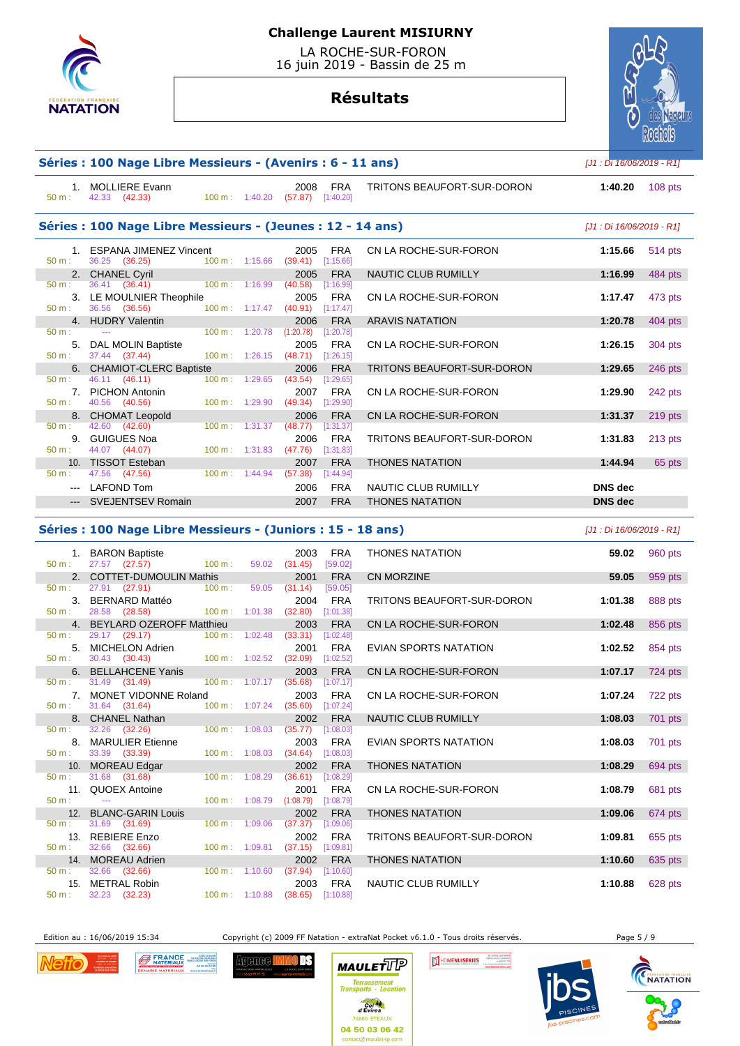# Challenge Laurent MISIURNY

LA ROCHE-SUR-FORON
16 juin 2019 - Bassin de 25 m

## Résultats

### Séries : 100 Nage Libre Messieurs - (Avenirs : 6 - 11 ans)

[J1 : Di 16/06/2019 - R1]

| Place | Nom | Année | Nat. | Club | Temps | Points |
|---|---|---|---|---|---|---|
| 1. | MOLLIERE Evann | 2008 | FRA | TRITONS BEAUFORT-SUR-DORON | 1:40.20 | 108 pts |
| | 50 m : 42.33 (42.33) 100 m : 1:40.20 (57.87) [1:40.20] | | | | | |

### Séries : 100 Nage Libre Messieurs - (Jeunes : 12 - 14 ans)

[J1 : Di 16/06/2019 - R1]

| Place | Nom | Année | Nat. | Club | Temps | Points |
|---|---|---|---|---|---|---|
| 1. | ESPANA JIMENEZ Vincent | 2005 | FRA | CN LA ROCHE-SUR-FORON | 1:15.66 | 514 pts |
| | 50 m : 36.25 (36.25) 100 m : 1:15.66 (39.41) [1:15.66] | | | | | |
| 2. | CHANEL Cyril | 2005 | FRA | NAUTIC CLUB RUMILLY | 1:16.99 | 484 pts |
| | 50 m : 36.41 (36.41) 100 m : 1:16.99 (40.58) [1:16.99] | | | | | |
| 3. | LE MOULNIER Theophile | 2005 | FRA | CN LA ROCHE-SUR-FORON | 1:17.47 | 473 pts |
| | 50 m : 36.56 (36.56) 100 m : 1:17.47 (40.91) [1:17.47] | | | | | |
| 4. | HUDRY Valentin | 2006 | FRA | ARAVIS NATATION | 1:20.78 | 404 pts |
| | 50 m : --- 100 m : 1:20.78 (1:20.78) [1:20.78] | | | | | |
| 5. | DAL MOLIN Baptiste | 2005 | FRA | CN LA ROCHE-SUR-FORON | 1:26.15 | 304 pts |
| | 50 m : 37.44 (37.44) 100 m : 1:26.15 (48.71) [1:26.15] | | | | | |
| 6. | CHAMIOT-CLERC Baptiste | 2006 | FRA | TRITONS BEAUFORT-SUR-DORON | 1:29.65 | 246 pts |
| | 50 m : 46.11 (46.11) 100 m : 1:29.65 (43.54) [1:29.65] | | | | | |
| 7. | PICHON Antonin | 2007 | FRA | CN LA ROCHE-SUR-FORON | 1:29.90 | 242 pts |
| | 50 m : 40.56 (40.56) 100 m : 1:29.90 (49.34) [1:29.90] | | | | | |
| 8. | CHOMAT Leopold | 2006 | FRA | CN LA ROCHE-SUR-FORON | 1:31.37 | 219 pts |
| | 50 m : 42.60 (42.60) 100 m : 1:31.37 (48.77) [1:31.37] | | | | | |
| 9. | GUIGUES Noa | 2006 | FRA | TRITONS BEAUFORT-SUR-DORON | 1:31.83 | 213 pts |
| | 50 m : 44.07 (44.07) 100 m : 1:31.83 (47.76) [1:31.83] | | | | | |
| 10. | TISSOT Esteban | 2007 | FRA | THONES NATATION | 1:44.94 | 65 pts |
| | 50 m : 47.56 (47.56) 100 m : 1:44.94 (57.38) [1:44.94] | | | | | |
| --- | LAFOND Tom | 2006 | FRA | NAUTIC CLUB RUMILLY | DNS dec | |
| --- | SVEJENTSEV Romain | 2007 | FRA | THONES NATATION | DNS dec | |

### Séries : 100 Nage Libre Messieurs - (Juniors : 15 - 18 ans)

[J1 : Di 16/06/2019 - R1]

| Place | Nom | Année | Nat. | Club | Temps | Points |
|---|---|---|---|---|---|---|
| 1. | BARON Baptiste | 2003 | FRA | THONES NATATION | 59.02 | 960 pts |
| | 50 m : 27.57 (27.57) 100 m : 59.02 (31.45) [59.02] | | | | | |
| 2. | COTTET-DUMOULIN Mathis | 2001 | FRA | CN MORZINE | 59.05 | 959 pts |
| | 50 m : 27.91 (27.91) 100 m : 59.05 (31.14) [59.05] | | | | | |
| 3. | BERNARD Mattéo | 2004 | FRA | TRITONS BEAUFORT-SUR-DORON | 1:01.38 | 888 pts |
| | 50 m : 28.58 (28.58) 100 m : 1:01.38 (32.80) [1:01.38] | | | | | |
| 4. | BEYLARD OZEROFF Matthieu | 2003 | FRA | CN LA ROCHE-SUR-FORON | 1:02.48 | 856 pts |
| | 50 m : 29.17 (29.17) 100 m : 1:02.48 (33.31) [1:02.48] | | | | | |
| 5. | MICHELON Adrien | 2001 | FRA | EVIAN SPORTS NATATION | 1:02.52 | 854 pts |
| | 50 m : 30.43 (30.43) 100 m : 1:02.52 (32.09) [1:02.52] | | | | | |
| 6. | BELLAHCENE Yanis | 2003 | FRA | CN LA ROCHE-SUR-FORON | 1:07.17 | 724 pts |
| | 50 m : 31.49 (31.49) 100 m : 1:07.17 (35.68) [1:07.17] | | | | | |
| 7. | MONET VIDONNE Roland | 2003 | FRA | CN LA ROCHE-SUR-FORON | 1:07.24 | 722 pts |
| | 50 m : 31.64 (31.64) 100 m : 1:07.24 (35.60) [1:07.24] | | | | | |
| 8. | CHANEL Nathan | 2002 | FRA | NAUTIC CLUB RUMILLY | 1:08.03 | 701 pts |
| | 50 m : 32.26 (32.26) 100 m : 1:08.03 (35.77) [1:08.03] | | | | | |
| 8. | MARULIER Etienne | 2003 | FRA | EVIAN SPORTS NATATION | 1:08.03 | 701 pts |
| | 50 m : 33.39 (33.39) 100 m : 1:08.03 (34.64) [1:08.03] | | | | | |
| 10. | MOREAU Edgar | 2002 | FRA | THONES NATATION | 1:08.29 | 694 pts |
| | 50 m : 31.68 (31.68) 100 m : 1:08.29 (36.61) [1:08.29] | | | | | |
| 11. | QUOEX Antoine | 2001 | FRA | CN LA ROCHE-SUR-FORON | 1:08.79 | 681 pts |
| | 50 m : --- 100 m : 1:08.79 (1:08.79) [1:08.79] | | | | | |
| 12. | BLANC-GARIN Louis | 2002 | FRA | THONES NATATION | 1:09.06 | 674 pts |
| | 50 m : 31.69 (31.69) 100 m : 1:09.06 (37.37) [1:09.06] | | | | | |
| 13. | REBIERE Enzo | 2002 | FRA | TRITONS BEAUFORT-SUR-DORON | 1:09.81 | 655 pts |
| | 50 m : 32.66 (32.66) 100 m : 1:09.81 (37.15) [1:09.81] | | | | | |
| 14. | MOREAU Adrien | 2002 | FRA | THONES NATATION | 1:10.60 | 635 pts |
| | 50 m : 32.66 (32.66) 100 m : 1:10.60 (37.94) [1:10.60] | | | | | |
| 15. | METRAL Robin | 2003 | FRA | NAUTIC CLUB RUMILLY | 1:10.88 | 628 pts |
| | 50 m : 32.23 (32.23) 100 m : 1:10.88 (38.65) [1:10.88] | | | | | |

Edition au : 16/06/2019 15:34 — Copyright (c) 2009 FF Natation - extraNat Pocket v6.1.0 - Tous droits réservés.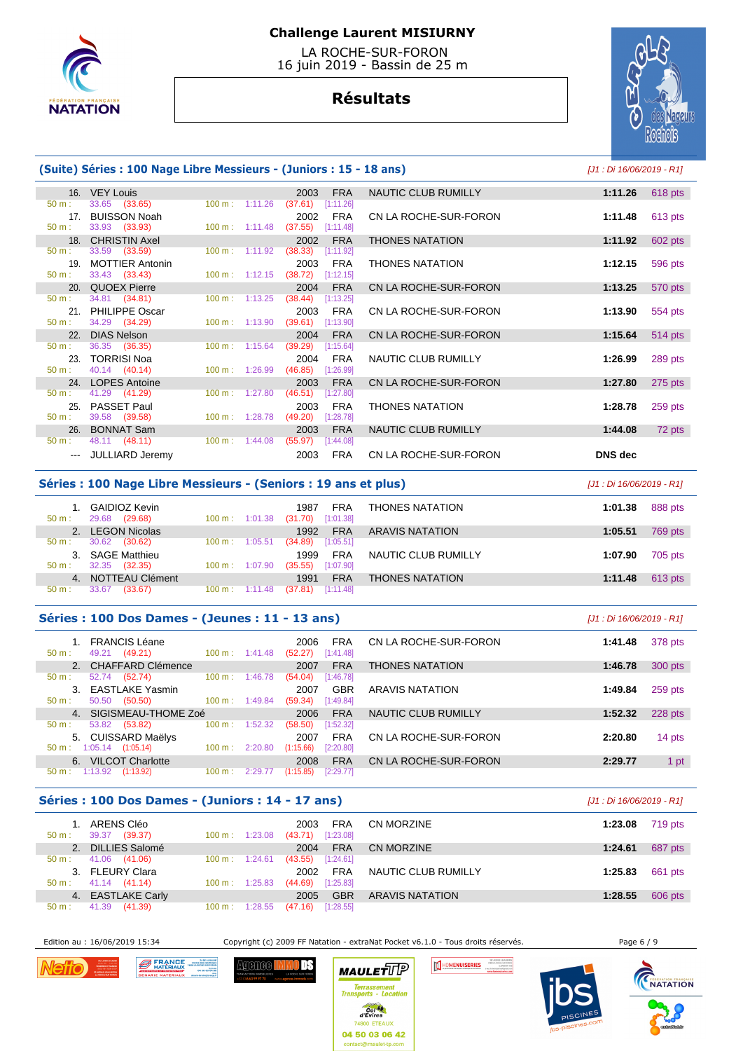# Challenge Laurent MISIURNY

LA ROCHE-SUR-FORON
16 juin 2019 - Bassin de 25 m

## Résultats

### (Suite) Séries : 100 Nage Libre Messieurs - (Juniors : 15 - 18 ans)

*[J1 : Di 16/06/2019 - R1]*

| Rang | Nom | Année | Nat | Club | Temps | Points |
|---|---|---|---|---|---|---|
| 16. | VEY Louis | 2003 | FRA | NAUTIC CLUB RUMILLY | 1:11.26 | 618 pts |
| | 50 m : 33.65 (33.65) — 100 m : 1:11.26 (37.61) [1:11.26] | | | | | |
| 17. | BUISSON Noah | 2002 | FRA | CN LA ROCHE-SUR-FORON | 1:11.48 | 613 pts |
| | 50 m : 33.93 (33.93) — 100 m : 1:11.48 (37.55) [1:11.48] | | | | | |
| 18. | CHRISTIN Axel | 2002 | FRA | THONES NATATION | 1:11.92 | 602 pts |
| | 50 m : 33.59 (33.59) — 100 m : 1:11.92 (38.33) [1:11.92] | | | | | |
| 19. | MOTTIER Antonin | 2003 | FRA | THONES NATATION | 1:12.15 | 596 pts |
| | 50 m : 33.43 (33.43) — 100 m : 1:12.15 (38.72) [1:12.15] | | | | | |
| 20. | QUOEX Pierre | 2004 | FRA | CN LA ROCHE-SUR-FORON | 1:13.25 | 570 pts |
| | 50 m : 34.81 (34.81) — 100 m : 1:13.25 (38.44) [1:13.25] | | | | | |
| 21. | PHILIPPE Oscar | 2003 | FRA | CN LA ROCHE-SUR-FORON | 1:13.90 | 554 pts |
| | 50 m : 34.29 (34.29) — 100 m : 1:13.90 (39.61) [1:13.90] | | | | | |
| 22. | DIAS Nelson | 2004 | FRA | CN LA ROCHE-SUR-FORON | 1:15.64 | 514 pts |
| | 50 m : 36.35 (36.35) — 100 m : 1:15.64 (39.29) [1:15.64] | | | | | |
| 23. | TORRISI Noa | 2004 | FRA | NAUTIC CLUB RUMILLY | 1:26.99 | 289 pts |
| | 50 m : 40.14 (40.14) — 100 m : 1:26.99 (46.85) [1:26.99] | | | | | |
| 24. | LOPES Antoine | 2003 | FRA | CN LA ROCHE-SUR-FORON | 1:27.80 | 275 pts |
| | 50 m : 41.29 (41.29) — 100 m : 1:27.80 (46.51) [1:27.80] | | | | | |
| 25. | PASSET Paul | 2003 | FRA | THONES NATATION | 1:28.78 | 259 pts |
| | 50 m : 39.58 (39.58) — 100 m : 1:28.78 (49.20) [1:28.78] | | | | | |
| 26. | BONNAT Sam | 2003 | FRA | NAUTIC CLUB RUMILLY | 1:44.08 | 72 pts |
| | 50 m : 48.11 (48.11) — 100 m : 1:44.08 (55.97) [1:44.08] | | | | | |
| --- | JULLIARD Jeremy | 2003 | FRA | CN LA ROCHE-SUR-FORON | DNS dec | |

### Séries : 100 Nage Libre Messieurs - (Seniors : 19 ans et plus)

*[J1 : Di 16/06/2019 - R1]*

| Rang | Nom | Année | Nat | Club | Temps | Points |
|---|---|---|---|---|---|---|
| 1. | GAIDIOZ Kevin | 1987 | FRA | THONES NATATION | 1:01.38 | 888 pts |
| | 50 m : 29.68 (29.68) — 100 m : 1:01.38 (31.70) [1:01.38] | | | | | |
| 2. | LEGON Nicolas | 1992 | FRA | ARAVIS NATATION | 1:05.51 | 769 pts |
| | 50 m : 30.62 (30.62) — 100 m : 1:05.51 (34.89) [1:05.51] | | | | | |
| 3. | SAGE Matthieu | 1999 | FRA | NAUTIC CLUB RUMILLY | 1:07.90 | 705 pts |
| | 50 m : 32.35 (32.35) — 100 m : 1:07.90 (35.55) [1:07.90] | | | | | |
| 4. | NOTTEAU Clément | 1991 | FRA | THONES NATATION | 1:11.48 | 613 pts |
| | 50 m : 33.67 (33.67) — 100 m : 1:11.48 (37.81) [1:11.48] | | | | | |

### Séries : 100 Dos Dames - (Jeunes : 11 - 13 ans)

*[J1 : Di 16/06/2019 - R1]*

| Rang | Nom | Année | Nat | Club | Temps | Points |
|---|---|---|---|---|---|---|
| 1. | FRANCIS Léane | 2006 | FRA | CN LA ROCHE-SUR-FORON | 1:41.48 | 378 pts |
| | 50 m : 49.21 (49.21) — 100 m : 1:41.48 (52.27) [1:41.48] | | | | | |
| 2. | CHAFFARD Clémence | 2007 | FRA | THONES NATATION | 1:46.78 | 300 pts |
| | 50 m : 52.74 (52.74) — 100 m : 1:46.78 (54.04) [1:46.78] | | | | | |
| 3. | EASTLAKE Yasmin | 2007 | GBR | ARAVIS NATATION | 1:49.84 | 259 pts |
| | 50 m : 50.50 (50.50) — 100 m : 1:49.84 (59.34) [1:49.84] | | | | | |
| 4. | SIGISMEAU-THOME Zoé | 2006 | FRA | NAUTIC CLUB RUMILLY | 1:52.32 | 228 pts |
| | 50 m : 53.82 (53.82) — 100 m : 1:52.32 (58.50) [1:52.32] | | | | | |
| 5. | CUISSARD Maëlys | 2007 | FRA | CN LA ROCHE-SUR-FORON | 2:20.80 | 14 pts |
| | 50 m : 1:05.14 (1:05.14) — 100 m : 2:20.80 (1:15.66) [2:20.80] | | | | | |
| 6. | VILCOT Charlotte | 2008 | FRA | CN LA ROCHE-SUR-FORON | 2:29.77 | 1 pt |
| | 50 m : 1:13.92 (1:13.92) — 100 m : 2:29.77 (1:15.85) [2:29.77] | | | | | |

### Séries : 100 Dos Dames - (Juniors : 14 - 17 ans)

*[J1 : Di 16/06/2019 - R1]*

| Rang | Nom | Année | Nat | Club | Temps | Points |
|---|---|---|---|---|---|---|
| 1. | ARENS Cléo | 2003 | FRA | CN MORZINE | 1:23.08 | 719 pts |
| | 50 m : 39.37 (39.37) — 100 m : 1:23.08 (43.71) [1:23.08] | | | | | |
| 2. | DILLIES Salomé | 2004 | FRA | CN MORZINE | 1:24.61 | 687 pts |
| | 50 m : 41.06 (41.06) — 100 m : 1:24.61 (43.55) [1:24.61] | | | | | |
| 3. | FLEURY Clara | 2002 | FRA | NAUTIC CLUB RUMILLY | 1:25.83 | 661 pts |
| | 50 m : 41.14 (41.14) — 100 m : 1:25.83 (44.69) [1:25.83] | | | | | |
| 4. | EASTLAKE Carly | 2005 | GBR | ARAVIS NATATION | 1:28.55 | 606 pts |
| | 50 m : 41.39 (41.39) — 100 m : 1:28.55 (47.16) [1:28.55] | | | | | |

Edition au : 16/06/2019 15:34 — Copyright (c) 2009 FF Natation - extraNat Pocket v6.1.0 - Tous droits réservés.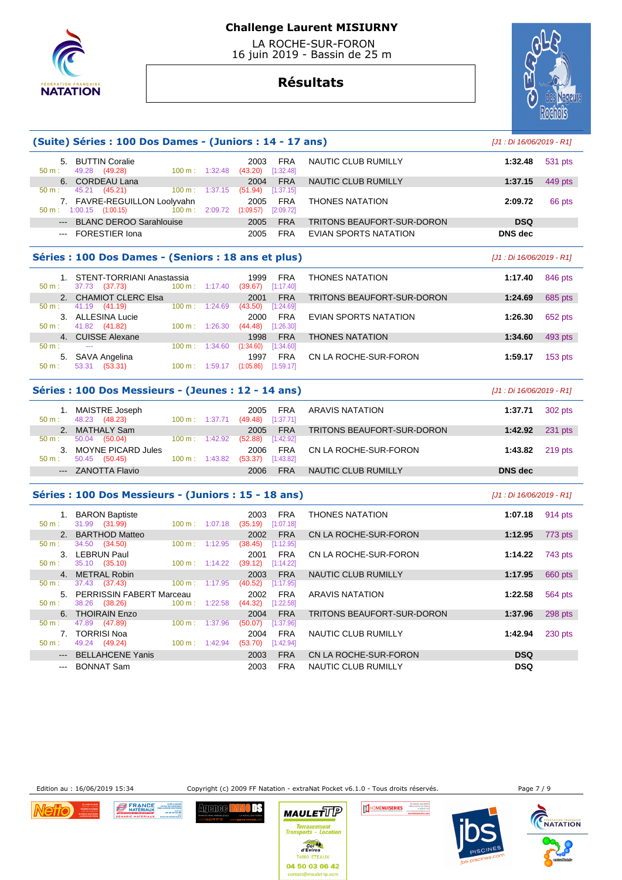# Challenge Laurent MISIURNY

LA ROCHE-SUR-FORON
16 juin 2019 - Bassin de 25 m

## Résultats

### (Suite) Séries : 100 Dos Dames - (Juniors : 14 - 17 ans)

*[J1 : Di 16/06/2019 - R1]*

| Rang | Nom | Année | Nat. | Club | Temps | Points |
|---|---|---|---|---|---|---|
| 5. | BUTTIN Coralie | 2003 | FRA | NAUTIC CLUB RUMILLY | 1:32.48 | 531 pts |
| | 50 m : 49.28 (49.28) — 100 m : 1:32.48 (43.20) [1:32.48] | | | | | |
| 6. | CORDEAU Lana | 2004 | FRA | NAUTIC CLUB RUMILLY | 1:37.15 | 449 pts |
| | 50 m : 45.21 (45.21) — 100 m : 1:37.15 (51.94) [1:37.15] | | | | | |
| 7. | FAVRE-REGUILLON Loolyvahn | 2005 | FRA | THONES NATATION | 2:09.72 | 66 pts |
| | 50 m : 1:00.15 (1:00.15) — 100 m : 2:09.72 (1:09.57) [2:09.72] | | | | | |
| --- | BLANC DEROO Sarahlouise | 2005 | FRA | TRITONS BEAUFORT-SUR-DORON | DSQ | |
| --- | FORESTIER Iona | 2005 | FRA | EVIAN SPORTS NATATION | DNS dec | |

### Séries : 100 Dos Dames - (Seniors : 18 ans et plus)

*[J1 : Di 16/06/2019 - R1]*

| Rang | Nom | Année | Nat. | Club | Temps | Points |
|---|---|---|---|---|---|---|
| 1. | STENT-TORRIANI Anastassia | 1999 | FRA | THONES NATATION | 1:17.40 | 846 pts |
| | 50 m : 37.73 (37.73) — 100 m : 1:17.40 (39.67) [1:17.40] | | | | | |
| 2. | CHAMIOT CLERC Elsa | 2001 | FRA | TRITONS BEAUFORT-SUR-DORON | 1:24.69 | 685 pts |
| | 50 m : 41.19 (41.19) — 100 m : 1:24.69 (43.50) [1:24.69] | | | | | |
| 3. | ALLESINA Lucie | 2000 | FRA | EVIAN SPORTS NATATION | 1:26.30 | 652 pts |
| | 50 m : 41.82 (41.82) — 100 m : 1:26.30 (44.48) [1:26.30] | | | | | |
| 4. | CUISSE Alexane | 1998 | FRA | THONES NATATION | 1:34.60 | 493 pts |
| | 50 m : --- — 100 m : 1:34.60 (1:34.60) [1:34.60] | | | | | |
| 5. | SAVA Angelina | 1997 | FRA | CN LA ROCHE-SUR-FORON | 1:59.17 | 153 pts |
| | 50 m : 53.31 (53.31) — 100 m : 1:59.17 (1:05.86) [1:59.17] | | | | | |

### Séries : 100 Dos Messieurs - (Jeunes : 12 - 14 ans)

*[J1 : Di 16/06/2019 - R1]*

| Rang | Nom | Année | Nat. | Club | Temps | Points |
|---|---|---|---|---|---|---|
| 1. | MAISTRE Joseph | 2005 | FRA | ARAVIS NATATION | 1:37.71 | 302 pts |
| | 50 m : 48.23 (48.23) — 100 m : 1:37.71 (49.48) [1:37.71] | | | | | |
| 2. | MATHALY Sam | 2005 | FRA | TRITONS BEAUFORT-SUR-DORON | 1:42.92 | 231 pts |
| | 50 m : 50.04 (50.04) — 100 m : 1:42.92 (52.88) [1:42.92] | | | | | |
| 3. | MOYNE PICARD Jules | 2006 | FRA | CN LA ROCHE-SUR-FORON | 1:43.82 | 219 pts |
| | 50 m : 50.45 (50.45) — 100 m : 1:43.82 (53.37) [1:43.82] | | | | | |
| --- | ZANOTTA Flavio | 2006 | FRA | NAUTIC CLUB RUMILLY | DNS dec | |

### Séries : 100 Dos Messieurs - (Juniors : 15 - 18 ans)

*[J1 : Di 16/06/2019 - R1]*

| Rang | Nom | Année | Nat. | Club | Temps | Points |
|---|---|---|---|---|---|---|
| 1. | BARON Baptiste | 2003 | FRA | THONES NATATION | 1:07.18 | 914 pts |
| | 50 m : 31.99 (31.99) — 100 m : 1:07.18 (35.19) [1:07.18] | | | | | |
| 2. | BARTHOD Matteo | 2002 | FRA | CN LA ROCHE-SUR-FORON | 1:12.95 | 773 pts |
| | 50 m : 34.50 (34.50) — 100 m : 1:12.95 (38.45) [1:12.95] | | | | | |
| 3. | LEBRUN Paul | 2001 | FRA | CN LA ROCHE-SUR-FORON | 1:14.22 | 743 pts |
| | 50 m : 35.10 (35.10) — 100 m : 1:14.22 (39.12) [1:14.22] | | | | | |
| 4. | METRAL Robin | 2003 | FRA | NAUTIC CLUB RUMILLY | 1:17.95 | 660 pts |
| | 50 m : 37.43 (37.43) — 100 m : 1:17.95 (40.52) [1:17.95] | | | | | |
| 5. | PERRISSIN FABERT Marceau | 2002 | FRA | ARAVIS NATATION | 1:22.58 | 564 pts |
| | 50 m : 38.26 (38.26) — 100 m : 1:22.58 (44.32) [1:22.58] | | | | | |
| 6. | THOIRAIN Enzo | 2004 | FRA | TRITONS BEAUFORT-SUR-DORON | 1:37.96 | 298 pts |
| | 50 m : 47.89 (47.89) — 100 m : 1:37.96 (50.07) [1:37.96] | | | | | |
| 7. | TORRISI Noa | 2004 | FRA | NAUTIC CLUB RUMILLY | 1:42.94 | 230 pts |
| | 50 m : 49.24 (49.24) — 100 m : 1:42.94 (53.70) [1:42.94] | | | | | |
| --- | BELLAHCENE Yanis | 2003 | FRA | CN LA ROCHE-SUR-FORON | DSQ | |
| --- | BONNAT Sam | 2003 | FRA | NAUTIC CLUB RUMILLY | DSQ | |

Edition au : 16/06/2019 15:34 — Copyright (c) 2009 FF Natation - extraNat Pocket v6.1.0 - Tous droits réservés.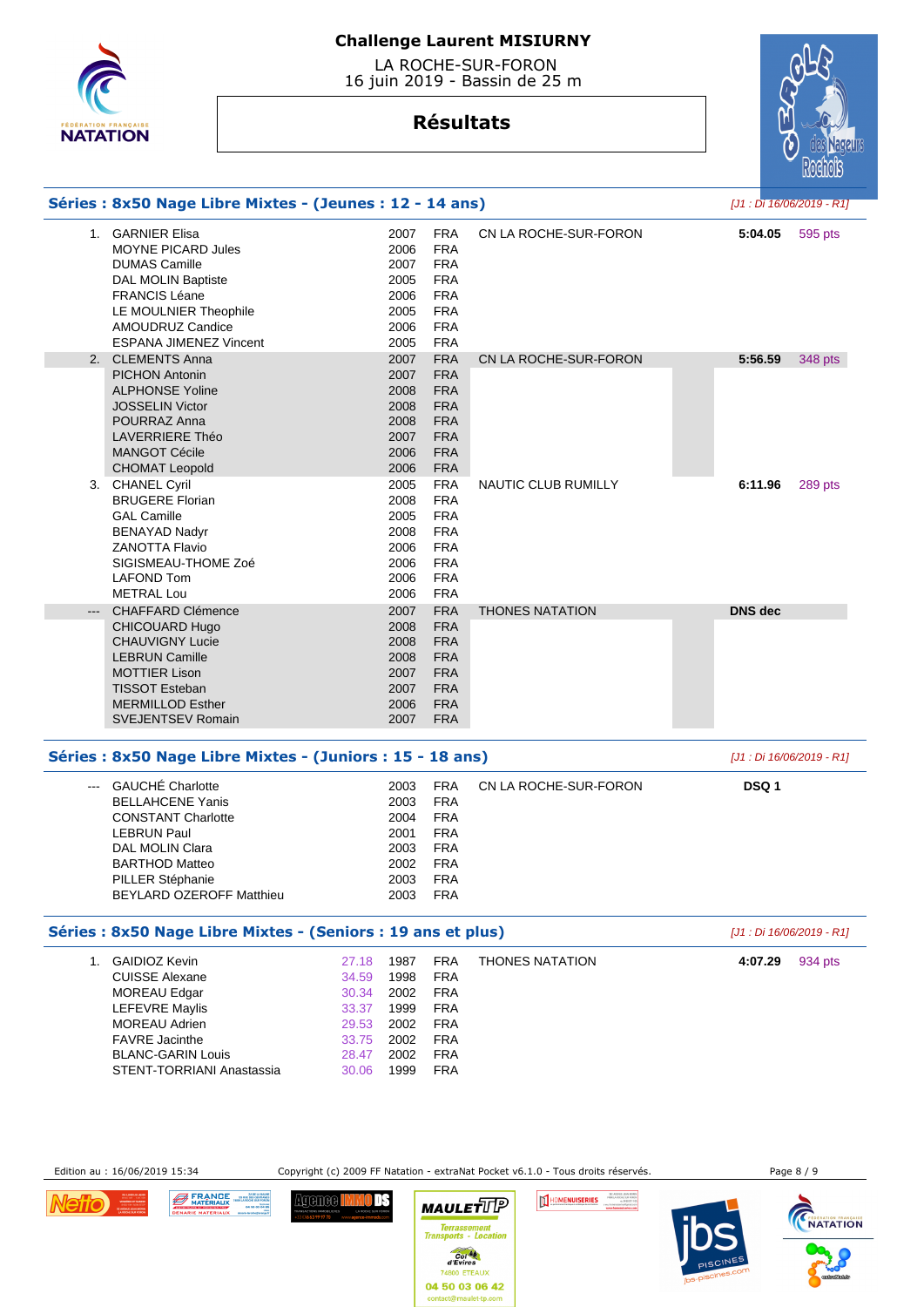# Challenge Laurent MISIURNY

LA ROCHE-SUR-FORON
16 juin 2019 - Bassin de 25 m

## Résultats

### Séries : 8x50 Nage Libre Mixtes - (Jeunes : 12 - 14 ans)

*[J1 : Di 16/06/2019 - R1]*

| Rang | Nom | Année | Nat. | Club | Temps | Points |
|---|---|---|---|---|---|---|
| 1. | GARNIER Elisa | 2007 | FRA | CN LA ROCHE-SUR-FORON | 5:04.05 | 595 pts |
| | MOYNE PICARD Jules | 2006 | FRA | | | |
| | DUMAS Camille | 2007 | FRA | | | |
| | DAL MOLIN Baptiste | 2005 | FRA | | | |
| | FRANCIS Léane | 2006 | FRA | | | |
| | LE MOULNIER Theophile | 2005 | FRA | | | |
| | AMOUDRUZ Candice | 2006 | FRA | | | |
| | ESPANA JIMENEZ Vincent | 2005 | FRA | | | |
| 2. | CLEMENTS Anna | 2007 | FRA | CN LA ROCHE-SUR-FORON | 5:56.59 | 348 pts |
| | PICHON Antonin | 2007 | FRA | | | |
| | ALPHONSE Yoline | 2008 | FRA | | | |
| | JOSSELIN Victor | 2008 | FRA | | | |
| | POURRAZ Anna | 2008 | FRA | | | |
| | LAVERRIERE Théo | 2007 | FRA | | | |
| | MANGOT Cécile | 2006 | FRA | | | |
| | CHOMAT Leopold | 2006 | FRA | | | |
| 3. | CHANEL Cyril | 2005 | FRA | NAUTIC CLUB RUMILLY | 6:11.96 | 289 pts |
| | BRUGERE Florian | 2008 | FRA | | | |
| | GAL Camille | 2005 | FRA | | | |
| | BENAYAD Nadyr | 2008 | FRA | | | |
| | ZANOTTA Flavio | 2006 | FRA | | | |
| | SIGISMEAU-THOME Zoé | 2006 | FRA | | | |
| | LAFOND Tom | 2006 | FRA | | | |
| | METRAL Lou | 2006 | FRA | | | |
| --- | CHAFFARD Clémence | 2007 | FRA | THONES NATATION | DNS dec | |
| | CHICOUARD Hugo | 2008 | FRA | | | |
| | CHAUVIGNY Lucie | 2008 | FRA | | | |
| | LEBRUN Camille | 2008 | FRA | | | |
| | MOTTIER Lison | 2007 | FRA | | | |
| | TISSOT Esteban | 2007 | FRA | | | |
| | MERMILLOD Esther | 2006 | FRA | | | |
| | SVEJENTSEV Romain | 2007 | FRA | | | |

### Séries : 8x50 Nage Libre Mixtes - (Juniors : 15 - 18 ans)

*[J1 : Di 16/06/2019 - R1]*

| Rang | Nom | Année | Nat. | Club | Temps |
|---|---|---|---|---|---|
| --- | GAUCHÉ Charlotte | 2003 | FRA | CN LA ROCHE-SUR-FORON | DSQ 1 |
| | BELLAHCENE Yanis | 2003 | FRA | | |
| | CONSTANT Charlotte | 2004 | FRA | | |
| | LEBRUN Paul | 2001 | FRA | | |
| | DAL MOLIN Clara | 2003 | FRA | | |
| | BARTHOD Matteo | 2002 | FRA | | |
| | PILLER Stéphanie | 2003 | FRA | | |
| | BEYLARD OZEROFF Matthieu | 2003 | FRA | | |

### Séries : 8x50 Nage Libre Mixtes - (Seniors : 19 ans et plus)

*[J1 : Di 16/06/2019 - R1]*

| Rang | Nom | Temps partiel | Année | Nat. | Club | Temps | Points |
|---|---|---|---|---|---|---|---|
| 1. | GAIDIOZ Kevin | 27.18 | 1987 | FRA | THONES NATATION | 4:07.29 | 934 pts |
| | CUISSE Alexane | 34.59 | 1998 | FRA | | | |
| | MOREAU Edgar | 30.34 | 2002 | FRA | | | |
| | LEFEVRE Maylis | 33.37 | 1999 | FRA | | | |
| | MOREAU Adrien | 29.53 | 2002 | FRA | | | |
| | FAVRE Jacinthe | 33.75 | 2002 | FRA | | | |
| | BLANC-GARIN Louis | 28.47 | 2002 | FRA | | | |
| | STENT-TORRIANI Anastassia | 30.06 | 1999 | FRA | | | |

Edition au : 16/06/2019 15:34 — Copyright (c) 2009 FF Natation - extraNat Pocket v6.1.0 - Tous droits réservés.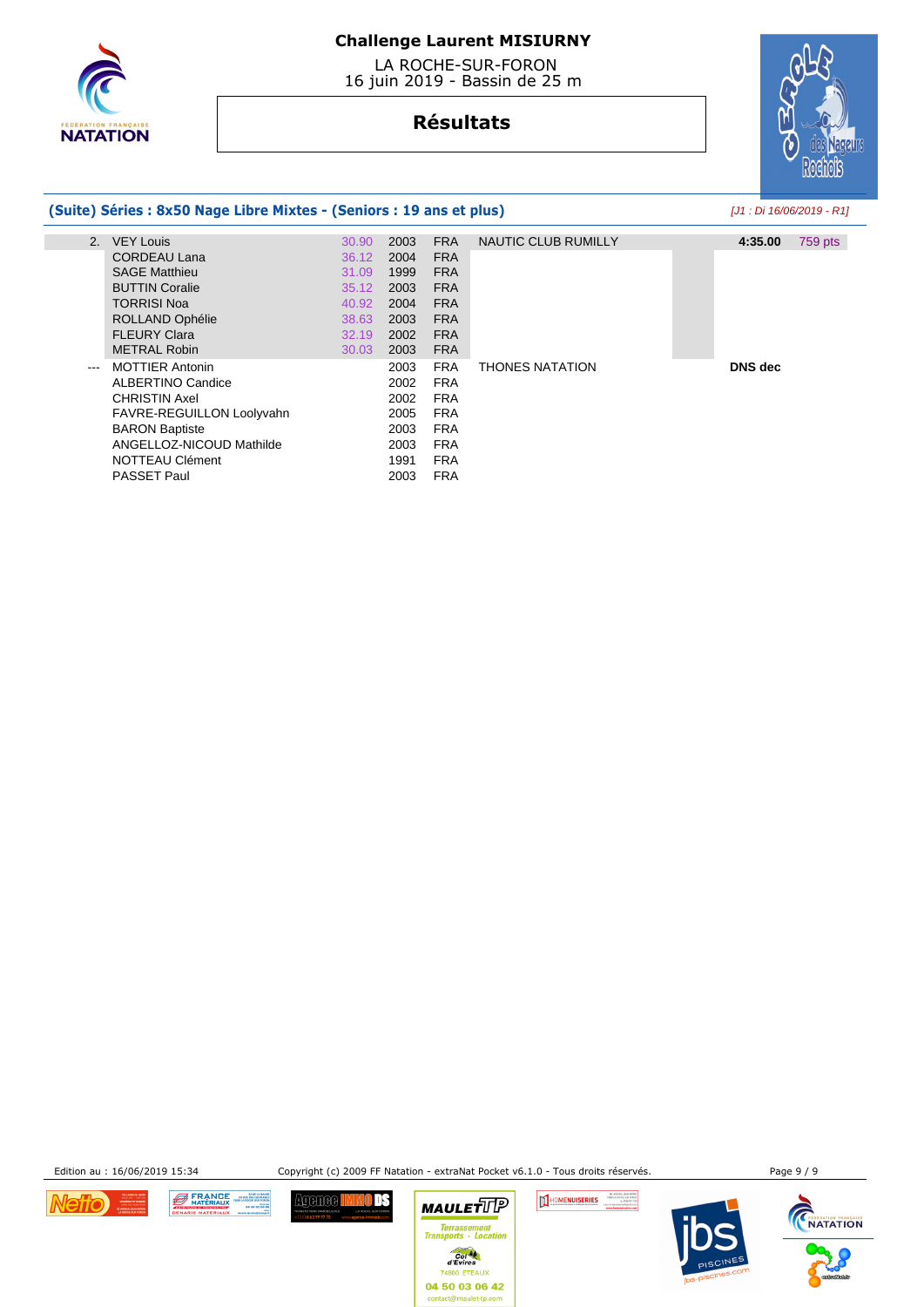# Challenge Laurent MISIURNY

LA ROCHE-SUR-FORON
16 juin 2019 - Bassin de 25 m

## Résultats

### (Suite) Séries : 8x50 Nage Libre Mixtes - (Seniors : 19 ans et plus)

*[J1 : Di 16/06/2019 - R1]*

| | | | | | | | |
|---|---|---|---|---|---|---|---|
| 2. | VEY Louis | 30.90 | 2003 | FRA | NAUTIC CLUB RUMILLY | **4:35.00** | 759 pts |
| | CORDEAU Lana | 36.12 | 2004 | FRA | | | |
| | SAGE Matthieu | 31.09 | 1999 | FRA | | | |
| | BUTTIN Coralie | 35.12 | 2003 | FRA | | | |
| | TORRISI Noa | 40.92 | 2004 | FRA | | | |
| | ROLLAND Ophélie | 38.63 | 2003 | FRA | | | |
| | FLEURY Clara | 32.19 | 2002 | FRA | | | |
| | METRAL Robin | 30.03 | 2003 | FRA | | | |
| --- | MOTTIER Antonin | | 2003 | FRA | THONES NATATION | **DNS dec** | |
| | ALBERTINO Candice | | 2002 | FRA | | | |
| | CHRISTIN Axel | | 2002 | FRA | | | |
| | FAVRE-REGUILLON Loolyvahn | | 2005 | FRA | | | |
| | BARON Baptiste | | 2003 | FRA | | | |
| | ANGELLOZ-NICOUD Mathilde | | 2003 | FRA | | | |
| | NOTTEAU Clément | | 1991 | FRA | | | |
| | PASSET Paul | | 2003 | FRA | | | |

Edition au : 16/06/2019 15:34    Copyright (c) 2009 FF Natation - extraNat Pocket v6.1.0 - Tous droits réservés.